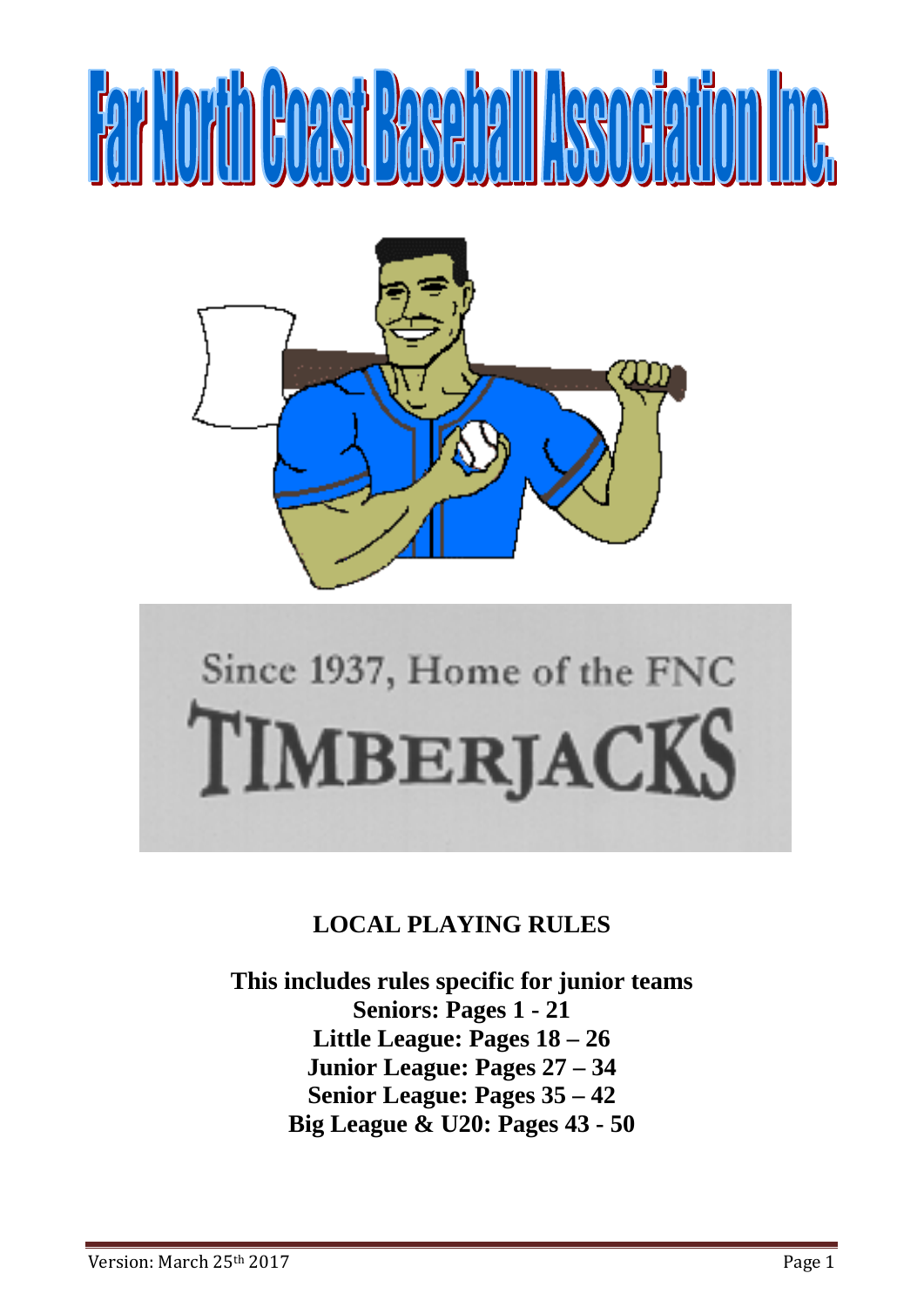# Far North Coast Baseball Association Inc.

Since 1937, Home of the FNC

TIMBERJACKS

**LOCAL PLAYING RULES**

**This includes rules specific for junior teams**
**Seniors: Pages 1 - 21**
**Little League: Pages 18 – 26**
**Junior League: Pages 27 – 34**
**Senior League: Pages 35 – 42**
**Big League & U20: Pages 43 - 50**

Version: March 25th 2017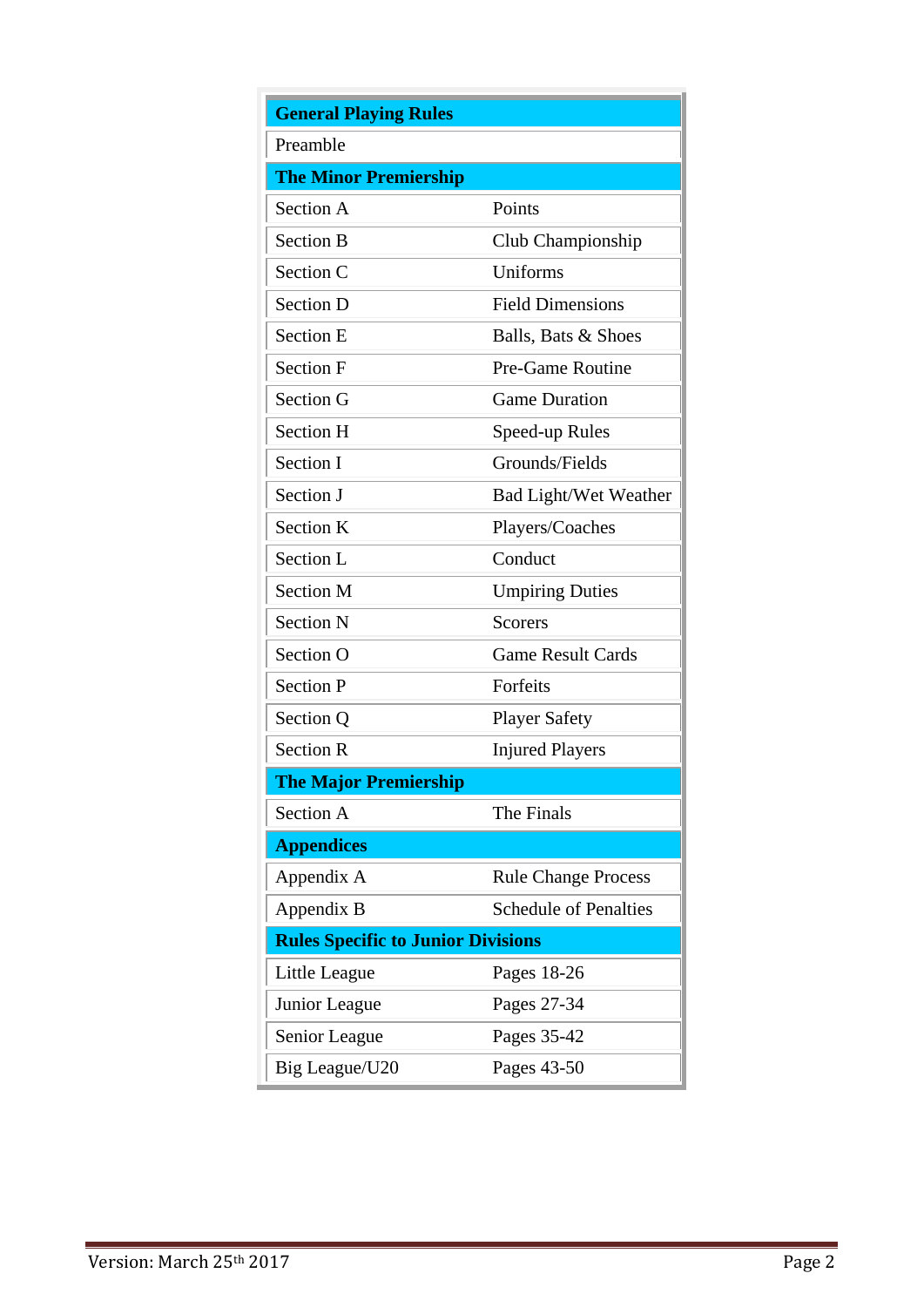| General Playing Rules | |
|---|---|
| Preamble | |
| **The Minor Premiership** | |
| Section A | Points |
| Section B | Club Championship |
| Section C | Uniforms |
| Section D | Field Dimensions |
| Section E | Balls, Bats & Shoes |
| Section F | Pre-Game Routine |
| Section G | Game Duration |
| Section H | Speed-up Rules |
| Section I | Grounds/Fields |
| Section J | Bad Light/Wet Weather |
| Section K | Players/Coaches |
| Section L | Conduct |
| Section M | Umpiring Duties |
| Section N | Scorers |
| Section O | Game Result Cards |
| Section P | Forfeits |
| Section Q | Player Safety |
| Section R | Injured Players |
| **The Major Premiership** | |
| Section A | The Finals |
| **Appendices** | |
| Appendix A | Rule Change Process |
| Appendix B | Schedule of Penalties |
| **Rules Specific to Junior Divisions** | |
| Little League | Pages 18-26 |
| Junior League | Pages 27-34 |
| Senior League | Pages 35-42 |
| Big League/U20 | Pages 43-50 |

Version: March 25th 2017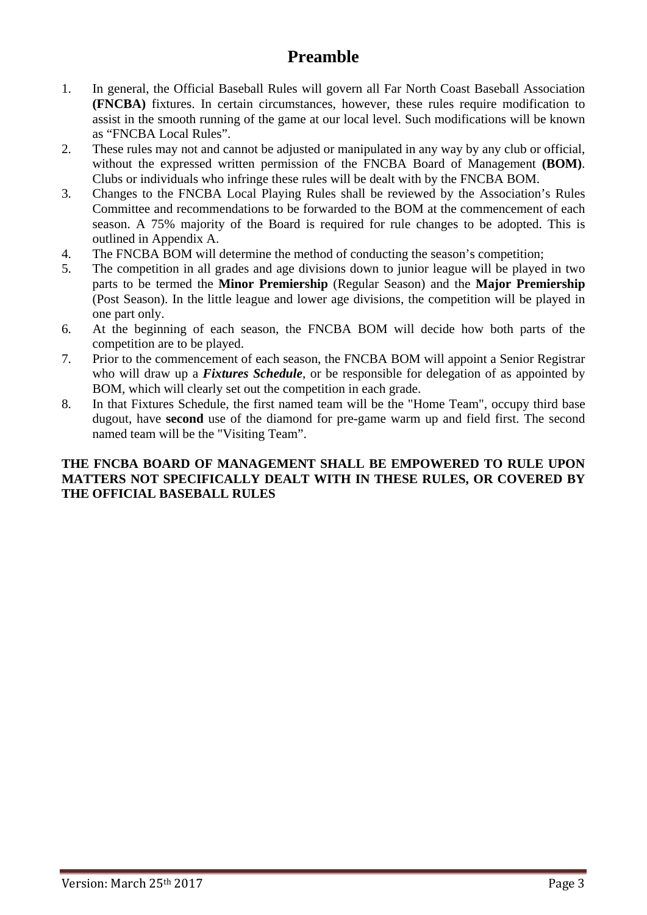# Preamble

1. In general, the Official Baseball Rules will govern all Far North Coast Baseball Association **(FNCBA)** fixtures. In certain circumstances, however, these rules require modification to assist in the smooth running of the game at our local level. Such modifications will be known as "FNCBA Local Rules".
2. These rules may not and cannot be adjusted or manipulated in any way by any club or official, without the expressed written permission of the FNCBA Board of Management **(BOM)**. Clubs or individuals who infringe these rules will be dealt with by the FNCBA BOM.
3. Changes to the FNCBA Local Playing Rules shall be reviewed by the Association's Rules Committee and recommendations to be forwarded to the BOM at the commencement of each season. A 75% majority of the Board is required for rule changes to be adopted. This is outlined in Appendix A.
4. The FNCBA BOM will determine the method of conducting the season's competition;
5. The competition in all grades and age divisions down to junior league will be played in two parts to be termed the **Minor Premiership** (Regular Season) and the **Major Premiership** (Post Season). In the little league and lower age divisions, the competition will be played in one part only.
6. At the beginning of each season, the FNCBA BOM will decide how both parts of the competition are to be played.
7. Prior to the commencement of each season, the FNCBA BOM will appoint a Senior Registrar who will draw up a ***Fixtures Schedule***, or be responsible for delegation of as appointed by BOM, which will clearly set out the competition in each grade.
8. In that Fixtures Schedule, the first named team will be the "Home Team", occupy third base dugout, have **second** use of the diamond for pre-game warm up and field first. The second named team will be the "Visiting Team".

**THE FNCBA BOARD OF MANAGEMENT SHALL BE EMPOWERED TO RULE UPON MATTERS NOT SPECIFICALLY DEALT WITH IN THESE RULES, OR COVERED BY THE OFFICIAL BASEBALL RULES**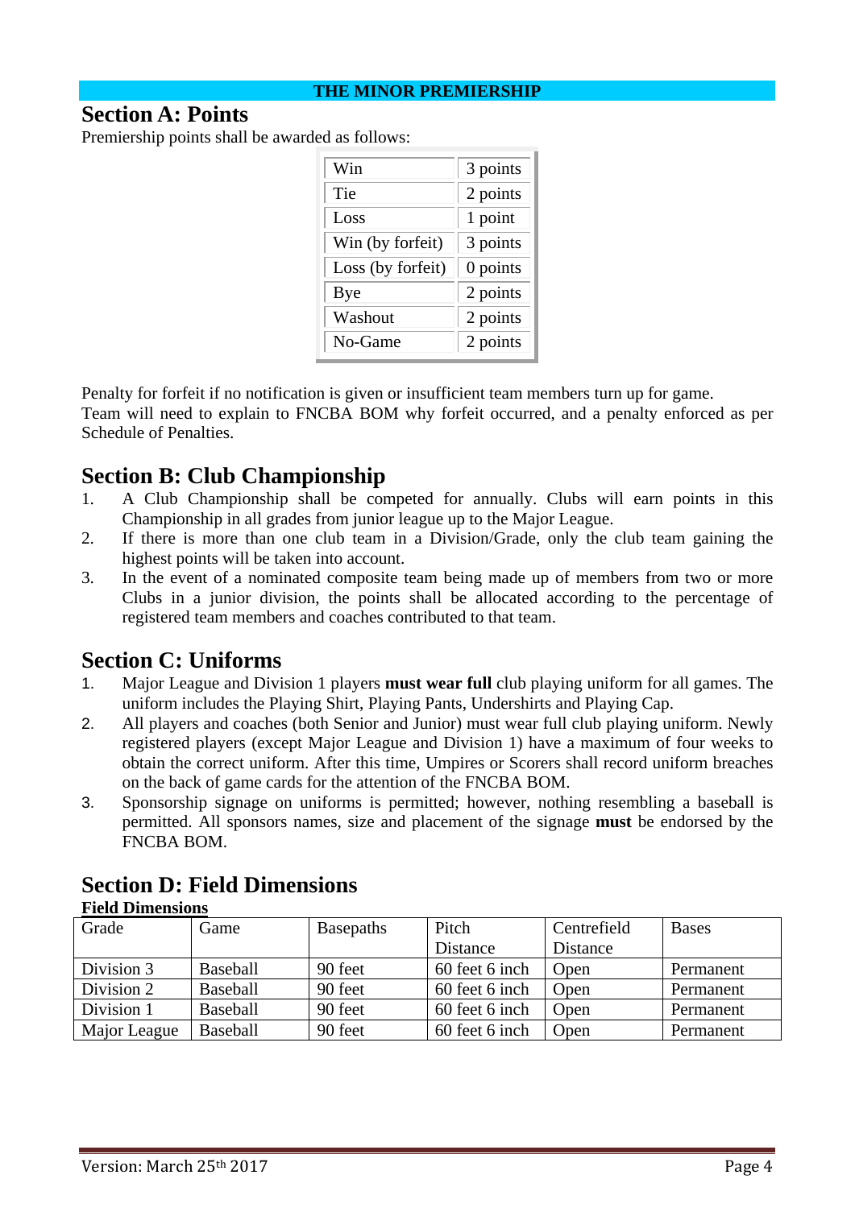**THE MINOR PREMIERSHIP**

## Section A: Points

Premiership points shall be awarded as follows:

| Win | 3 points |
|---|---|
| Tie | 2 points |
| Loss | 1 point |
| Win (by forfeit) | 3 points |
| Loss (by forfeit) | 0 points |
| Bye | 2 points |
| Washout | 2 points |
| No-Game | 2 points |

Penalty for forfeit if no notification is given or insufficient team members turn up for game.
Team will need to explain to FNCBA BOM why forfeit occurred, and a penalty enforced as per Schedule of Penalties.

## Section B: Club Championship

1. A Club Championship shall be competed for annually. Clubs will earn points in this Championship in all grades from junior league up to the Major League.
2. If there is more than one club team in a Division/Grade, only the club team gaining the highest points will be taken into account.
3. In the event of a nominated composite team being made up of members from two or more Clubs in a junior division, the points shall be allocated according to the percentage of registered team members and coaches contributed to that team.

## Section C: Uniforms

1. Major League and Division 1 players **must wear full** club playing uniform for all games. The uniform includes the Playing Shirt, Playing Pants, Undershirts and Playing Cap.
2. All players and coaches (both Senior and Junior) must wear full club playing uniform. Newly registered players (except Major League and Division 1) have a maximum of four weeks to obtain the correct uniform. After this time, Umpires or Scorers shall record uniform breaches on the back of game cards for the attention of the FNCBA BOM.
3. Sponsorship signage on uniforms is permitted; however, nothing resembling a baseball is permitted. All sponsors names, size and placement of the signage **must** be endorsed by the FNCBA BOM.

## Section D: Field Dimensions

**Field Dimensions**

| Grade | Game | Basepaths | Pitch Distance | Centrefield Distance | Bases |
|---|---|---|---|---|---|
| Division 3 | Baseball | 90 feet | 60 feet 6 inch | Open | Permanent |
| Division 2 | Baseball | 90 feet | 60 feet 6 inch | Open | Permanent |
| Division 1 | Baseball | 90 feet | 60 feet 6 inch | Open | Permanent |
| Major League | Baseball | 90 feet | 60 feet 6 inch | Open | Permanent |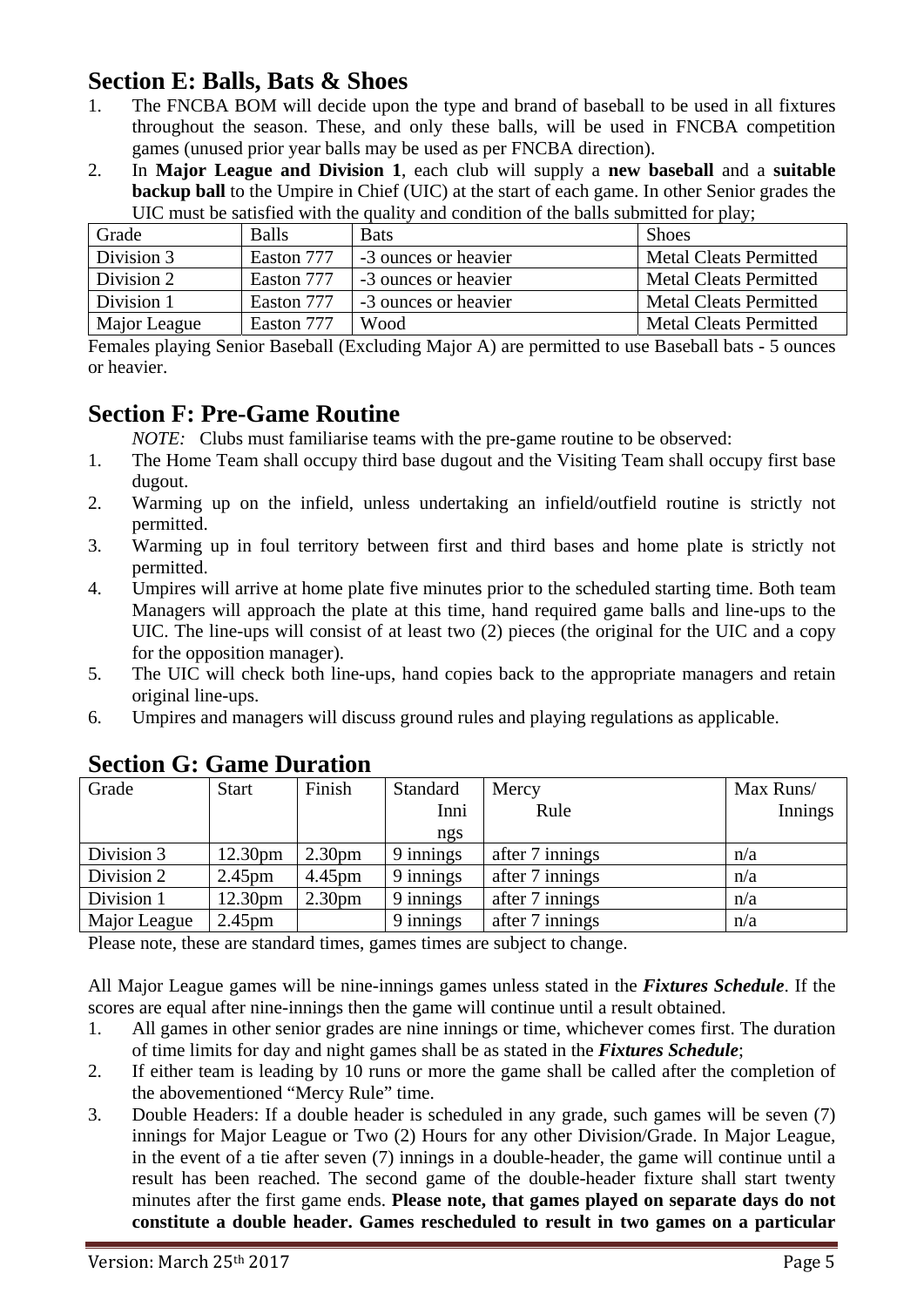## Section E: Balls, Bats & Shoes

1. The FNCBA BOM will decide upon the type and brand of baseball to be used in all fixtures throughout the season. These, and only these balls, will be used in FNCBA competition games (unused prior year balls may be used as per FNCBA direction).
2. In **Major League and Division 1**, each club will supply a **new baseball** and a **suitable backup ball** to the Umpire in Chief (UIC) at the start of each game. In other Senior grades the UIC must be satisfied with the quality and condition of the balls submitted for play;

| Grade | Balls | Bats | Shoes |
|---|---|---|---|
| Division 3 | Easton 777 | -3 ounces or heavier | Metal Cleats Permitted |
| Division 2 | Easton 777 | -3 ounces or heavier | Metal Cleats Permitted |
| Division 1 | Easton 777 | -3 ounces or heavier | Metal Cleats Permitted |
| Major League | Easton 777 | Wood | Metal Cleats Permitted |

Females playing Senior Baseball (Excluding Major A) are permitted to use Baseball bats - 5 ounces or heavier.

## Section F: Pre-Game Routine

*NOTE:* Clubs must familiarise teams with the pre-game routine to be observed:

1. The Home Team shall occupy third base dugout and the Visiting Team shall occupy first base dugout.
2. Warming up on the infield, unless undertaking an infield/outfield routine is strictly not permitted.
3. Warming up in foul territory between first and third bases and home plate is strictly not permitted.
4. Umpires will arrive at home plate five minutes prior to the scheduled starting time. Both team Managers will approach the plate at this time, hand required game balls and line-ups to the UIC. The line-ups will consist of at least two (2) pieces (the original for the UIC and a copy for the opposition manager).
5. The UIC will check both line-ups, hand copies back to the appropriate managers and retain original line-ups.
6. Umpires and managers will discuss ground rules and playing regulations as applicable.

## Section G: Game Duration

| Grade | Start | Finish | Standard Innings | Mercy Rule | Max Runs/ Innings |
|---|---|---|---|---|---|
| Division 3 | 12.30pm | 2.30pm | 9 innings | after 7 innings | n/a |
| Division 2 | 2.45pm | 4.45pm | 9 innings | after 7 innings | n/a |
| Division 1 | 12.30pm | 2.30pm | 9 innings | after 7 innings | n/a |
| Major League | 2.45pm | | 9 innings | after 7 innings | n/a |

Please note, these are standard times, games times are subject to change.

All Major League games will be nine-innings games unless stated in the ***Fixtures Schedule***. If the scores are equal after nine-innings then the game will continue until a result obtained.

1. All games in other senior grades are nine innings or time, whichever comes first. The duration of time limits for day and night games shall be as stated in the ***Fixtures Schedule***;
2. If either team is leading by 10 runs or more the game shall be called after the completion of the abovementioned "Mercy Rule" time.
3. Double Headers: If a double header is scheduled in any grade, such games will be seven (7) innings for Major League or Two (2) Hours for any other Division/Grade. In Major League, in the event of a tie after seven (7) innings in a double-header, the game will continue until a result has been reached. The second game of the double-header fixture shall start twenty minutes after the first game ends. **Please note, that games played on separate days do not constitute a double header. Games rescheduled to result in two games on a particular**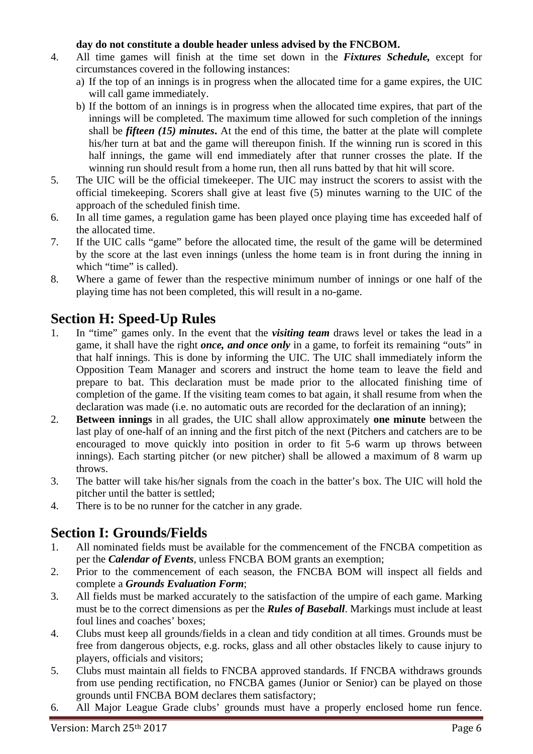**day do not constitute a double header unless advised by the FNCBOM.**

4. All time games will finish at the time set down in the ***Fixtures Schedule,*** except for circumstances covered in the following instances:
   a) If the top of an innings is in progress when the allocated time for a game expires, the UIC will call game immediately.
   b) If the bottom of an innings is in progress when the allocated time expires, that part of the innings will be completed. The maximum time allowed for such completion of the innings shall be ***fifteen (15) minutes*****.** At the end of this time, the batter at the plate will complete his/her turn at bat and the game will thereupon finish. If the winning run is scored in this half innings, the game will end immediately after that runner crosses the plate. If the winning run should result from a home run, then all runs batted by that hit will score.
5. The UIC will be the official timekeeper. The UIC may instruct the scorers to assist with the official timekeeping. Scorers shall give at least five (5) minutes warning to the UIC of the approach of the scheduled finish time.
6. In all time games, a regulation game has been played once playing time has exceeded half of the allocated time.
7. If the UIC calls "game" before the allocated time, the result of the game will be determined by the score at the last even innings (unless the home team is in front during the inning in which "time" is called).
8. Where a game of fewer than the respective minimum number of innings or one half of the playing time has not been completed, this will result in a no-game.

## Section H: Speed-Up Rules

1. In "time" games only. In the event that the ***visiting team*** draws level or takes the lead in a game, it shall have the right ***once, and once only*** in a game, to forfeit its remaining "outs" in that half innings. This is done by informing the UIC. The UIC shall immediately inform the Opposition Team Manager and scorers and instruct the home team to leave the field and prepare to bat. This declaration must be made prior to the allocated finishing time of completion of the game. If the visiting team comes to bat again, it shall resume from when the declaration was made (i.e. no automatic outs are recorded for the declaration of an inning);
2. **Between innings** in all grades, the UIC shall allow approximately **one minute** between the last play of one-half of an inning and the first pitch of the next (Pitchers and catchers are to be encouraged to move quickly into position in order to fit 5-6 warm up throws between innings). Each starting pitcher (or new pitcher) shall be allowed a maximum of 8 warm up throws.
3. The batter will take his/her signals from the coach in the batter's box. The UIC will hold the pitcher until the batter is settled;
4. There is to be no runner for the catcher in any grade.

## Section I: Grounds/Fields

1. All nominated fields must be available for the commencement of the FNCBA competition as per the ***Calendar of Events***, unless FNCBA BOM grants an exemption;
2. Prior to the commencement of each season, the FNCBA BOM will inspect all fields and complete a ***Grounds Evaluation Form***;
3. All fields must be marked accurately to the satisfaction of the umpire of each game. Marking must be to the correct dimensions as per the ***Rules of Baseball***. Markings must include at least foul lines and coaches' boxes;
4. Clubs must keep all grounds/fields in a clean and tidy condition at all times. Grounds must be free from dangerous objects, e.g. rocks, glass and all other obstacles likely to cause injury to players, officials and visitors;
5. Clubs must maintain all fields to FNCBA approved standards. If FNCBA withdraws grounds from use pending rectification, no FNCBA games (Junior or Senior) can be played on those grounds until FNCBA BOM declares them satisfactory;
6. All Major League Grade clubs' grounds must have a properly enclosed home run fence.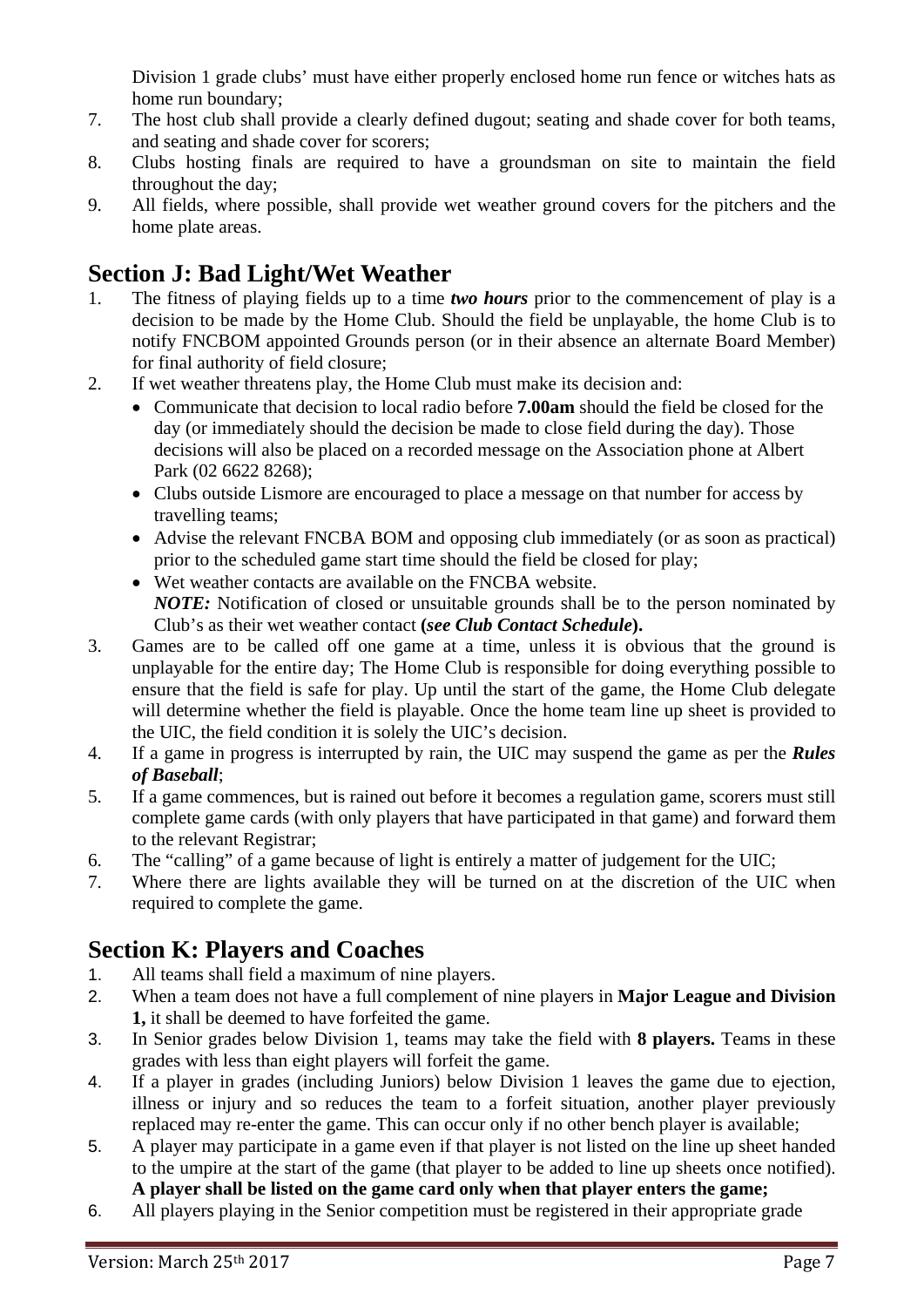Division 1 grade clubs' must have either properly enclosed home run fence or witches hats as home run boundary;

7. The host club shall provide a clearly defined dugout; seating and shade cover for both teams, and seating and shade cover for scorers;
8. Clubs hosting finals are required to have a groundsman on site to maintain the field throughout the day;
9. All fields, where possible, shall provide wet weather ground covers for the pitchers and the home plate areas.

## Section J: Bad Light/Wet Weather

1. The fitness of playing fields up to a time ***two hours*** prior to the commencement of play is a decision to be made by the Home Club. Should the field be unplayable, the home Club is to notify FNCBOM appointed Grounds person (or in their absence an alternate Board Member) for final authority of field closure;
2. If wet weather threatens play, the Home Club must make its decision and:
   - Communicate that decision to local radio before **7.00am** should the field be closed for the day (or immediately should the decision be made to close field during the day). Those decisions will also be placed on a recorded message on the Association phone at Albert Park (02 6622 8268);
   - Clubs outside Lismore are encouraged to place a message on that number for access by travelling teams;
   - Advise the relevant FNCBA BOM and opposing club immediately (or as soon as practical) prior to the scheduled game start time should the field be closed for play;
   - Wet weather contacts are available on the FNCBA website.
     ***NOTE:*** Notification of closed or unsuitable grounds shall be to the person nominated by Club's as their wet weather contact **(*see Club Contact Schedule*).**
3. Games are to be called off one game at a time, unless it is obvious that the ground is unplayable for the entire day; The Home Club is responsible for doing everything possible to ensure that the field is safe for play. Up until the start of the game, the Home Club delegate will determine whether the field is playable. Once the home team line up sheet is provided to the UIC, the field condition it is solely the UIC's decision.
4. If a game in progress is interrupted by rain, the UIC may suspend the game as per the ***Rules of Baseball***;
5. If a game commences, but is rained out before it becomes a regulation game, scorers must still complete game cards (with only players that have participated in that game) and forward them to the relevant Registrar;
6. The "calling" of a game because of light is entirely a matter of judgement for the UIC;
7. Where there are lights available they will be turned on at the discretion of the UIC when required to complete the game.

## Section K: Players and Coaches

1. All teams shall field a maximum of nine players.
2. When a team does not have a full complement of nine players in **Major League and Division 1,** it shall be deemed to have forfeited the game.
3. In Senior grades below Division 1, teams may take the field with **8 players.** Teams in these grades with less than eight players will forfeit the game.
4. If a player in grades (including Juniors) below Division 1 leaves the game due to ejection, illness or injury and so reduces the team to a forfeit situation, another player previously replaced may re-enter the game. This can occur only if no other bench player is available;
5. A player may participate in a game even if that player is not listed on the line up sheet handed to the umpire at the start of the game (that player to be added to line up sheets once notified). **A player shall be listed on the game card only when that player enters the game;**
6. All players playing in the Senior competition must be registered in their appropriate grade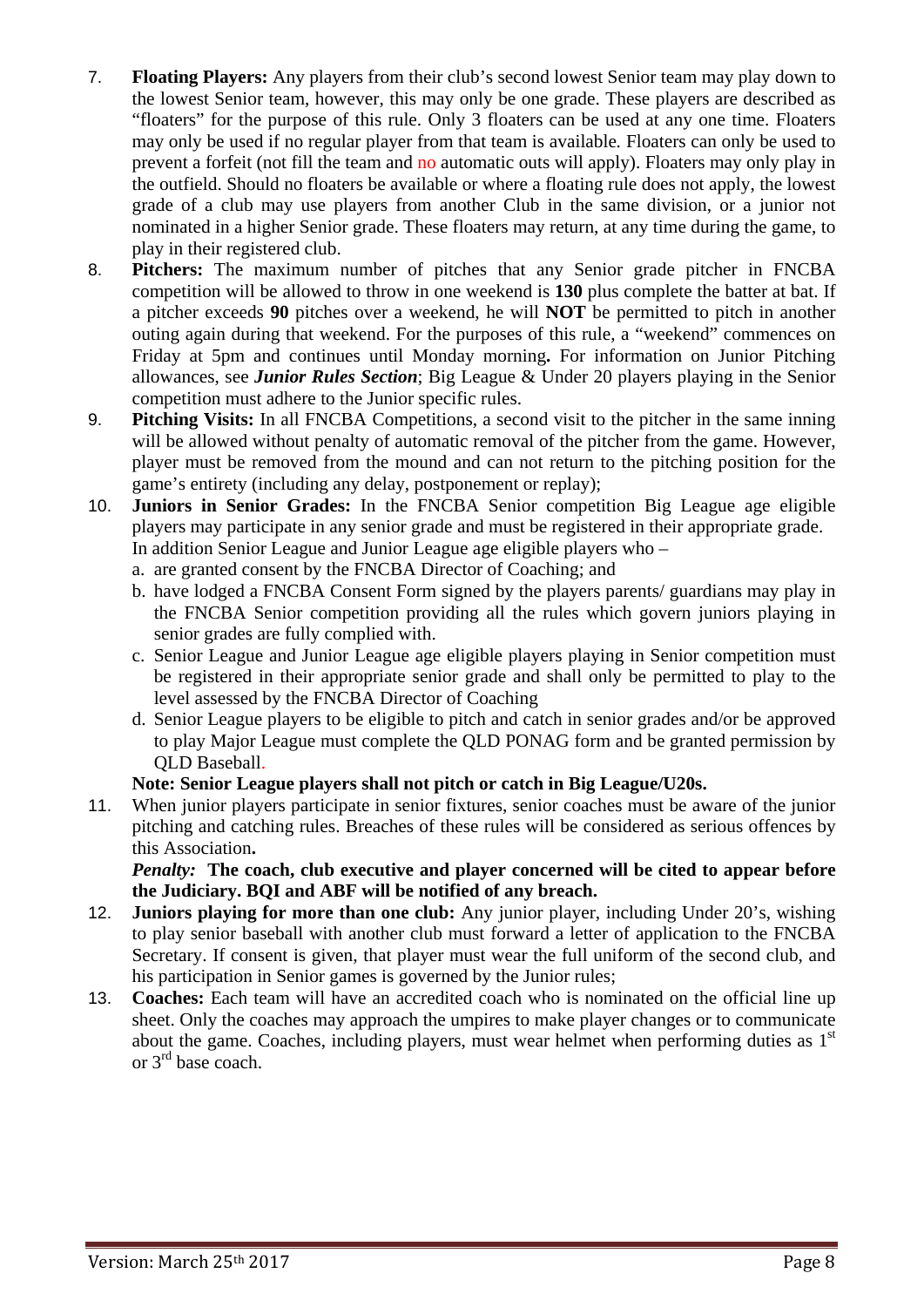7. **Floating Players:** Any players from their club's second lowest Senior team may play down to the lowest Senior team, however, this may only be one grade. These players are described as "floaters" for the purpose of this rule. Only 3 floaters can be used at any one time. Floaters may only be used if no regular player from that team is available. Floaters can only be used to prevent a forfeit (not fill the team and no automatic outs will apply). Floaters may only play in the outfield. Should no floaters be available or where a floating rule does not apply, the lowest grade of a club may use players from another Club in the same division, or a junior not nominated in a higher Senior grade. These floaters may return, at any time during the game, to play in their registered club.
8. **Pitchers:** The maximum number of pitches that any Senior grade pitcher in FNCBA competition will be allowed to throw in one weekend is **130** plus complete the batter at bat. If a pitcher exceeds **90** pitches over a weekend, he will **NOT** be permitted to pitch in another outing again during that weekend. For the purposes of this rule, a "weekend" commences on Friday at 5pm and continues until Monday morning**.** For information on Junior Pitching allowances, see ***Junior Rules Section***; Big League & Under 20 players playing in the Senior competition must adhere to the Junior specific rules.
9. **Pitching Visits:** In all FNCBA Competitions, a second visit to the pitcher in the same inning will be allowed without penalty of automatic removal of the pitcher from the game. However, player must be removed from the mound and can not return to the pitching position for the game's entirety (including any delay, postponement or replay);
10. **Juniors in Senior Grades:** In the FNCBA Senior competition Big League age eligible players may participate in any senior grade and must be registered in their appropriate grade. In addition Senior League and Junior League age eligible players who –
    a. are granted consent by the FNCBA Director of Coaching; and
    b. have lodged a FNCBA Consent Form signed by the players parents/ guardians may play in the FNCBA Senior competition providing all the rules which govern juniors playing in senior grades are fully complied with.
    c. Senior League and Junior League age eligible players playing in Senior competition must be registered in their appropriate senior grade and shall only be permitted to play to the level assessed by the FNCBA Director of Coaching
    d. Senior League players to be eligible to pitch and catch in senior grades and/or be approved to play Major League must complete the QLD PONAG form and be granted permission by QLD Baseball.

    **Note: Senior League players shall not pitch or catch in Big League/U20s.**
11. When junior players participate in senior fixtures, senior coaches must be aware of the junior pitching and catching rules. Breaches of these rules will be considered as serious offences by this Association**.**

    ***Penalty:*** **The coach, club executive and player concerned will be cited to appear before the Judiciary. BQI and ABF will be notified of any breach.**
12. **Juniors playing for more than one club:** Any junior player, including Under 20's, wishing to play senior baseball with another club must forward a letter of application to the FNCBA Secretary. If consent is given, that player must wear the full uniform of the second club, and his participation in Senior games is governed by the Junior rules;
13. **Coaches:** Each team will have an accredited coach who is nominated on the official line up sheet. Only the coaches may approach the umpires to make player changes or to communicate about the game. Coaches, including players, must wear helmet when performing duties as 1st or 3rd base coach.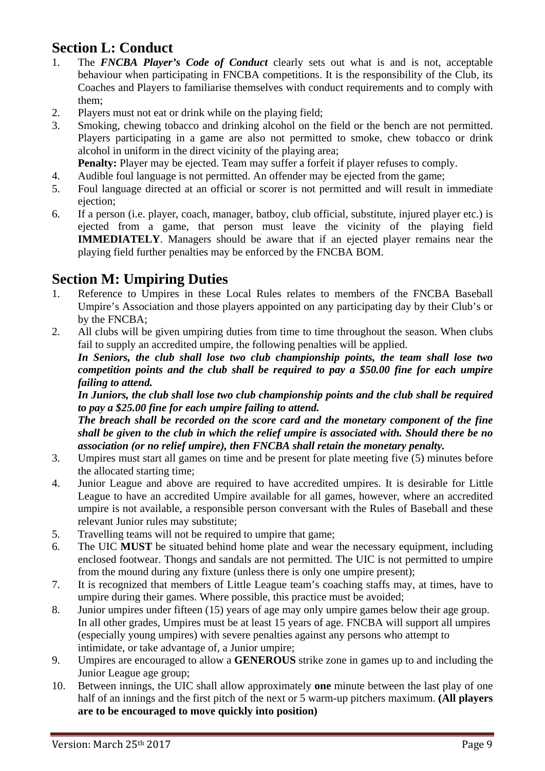## Section L: Conduct

1. The ***FNCBA Player's Code of Conduct*** clearly sets out what is and is not, acceptable behaviour when participating in FNCBA competitions. It is the responsibility of the Club, its Coaches and Players to familiarise themselves with conduct requirements and to comply with them;
2. Players must not eat or drink while on the playing field;
3. Smoking, chewing tobacco and drinking alcohol on the field or the bench are not permitted. Players participating in a game are also not permitted to smoke, chew tobacco or drink alcohol in uniform in the direct vicinity of the playing area;
   **Penalty:** Player may be ejected. Team may suffer a forfeit if player refuses to comply.
4. Audible foul language is not permitted. An offender may be ejected from the game;
5. Foul language directed at an official or scorer is not permitted and will result in immediate ejection;
6. If a person (i.e. player, coach, manager, batboy, club official, substitute, injured player etc.) is ejected from a game, that person must leave the vicinity of the playing field **IMMEDIATELY**. Managers should be aware that if an ejected player remains near the playing field further penalties may be enforced by the FNCBA BOM.

## Section M: Umpiring Duties

1. Reference to Umpires in these Local Rules relates to members of the FNCBA Baseball Umpire's Association and those players appointed on any participating day by their Club's or by the FNCBA;
2. All clubs will be given umpiring duties from time to time throughout the season. When clubs fail to supply an accredited umpire, the following penalties will be applied.
   ***In Seniors, the club shall lose two club championship points, the team shall lose two competition points and the club shall be required to pay a $50.00 fine for each umpire failing to attend.***
   ***In Juniors, the club shall lose two club championship points and the club shall be required to pay a $25.00 fine for each umpire failing to attend.***
   ***The breach shall be recorded on the score card and the monetary component of the fine shall be given to the club in which the relief umpire is associated with. Should there be no association (or no relief umpire), then FNCBA shall retain the monetary penalty.***
3. Umpires must start all games on time and be present for plate meeting five (5) minutes before the allocated starting time;
4. Junior League and above are required to have accredited umpires. It is desirable for Little League to have an accredited Umpire available for all games, however, where an accredited umpire is not available, a responsible person conversant with the Rules of Baseball and these relevant Junior rules may substitute;
5. Travelling teams will not be required to umpire that game;
6. The UIC **MUST** be situated behind home plate and wear the necessary equipment, including enclosed footwear. Thongs and sandals are not permitted. The UIC is not permitted to umpire from the mound during any fixture (unless there is only one umpire present);
7. It is recognized that members of Little League team's coaching staffs may, at times, have to umpire during their games. Where possible, this practice must be avoided;
8. Junior umpires under fifteen (15) years of age may only umpire games below their age group. In all other grades, Umpires must be at least 15 years of age. FNCBA will support all umpires (especially young umpires) with severe penalties against any persons who attempt to intimidate, or take advantage of, a Junior umpire;
9. Umpires are encouraged to allow a **GENEROUS** strike zone in games up to and including the Junior League age group;
10. Between innings, the UIC shall allow approximately **one** minute between the last play of one half of an innings and the first pitch of the next or 5 warm-up pitchers maximum. **(All players are to be encouraged to move quickly into position)**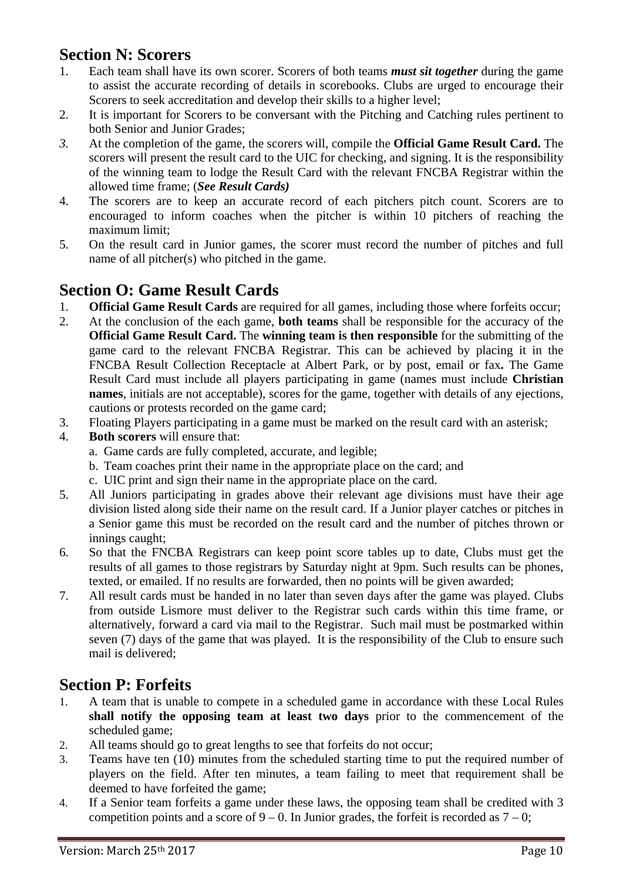## Section N: Scorers

1. Each team shall have its own scorer. Scorers of both teams ***must sit together*** during the game to assist the accurate recording of details in scorebooks. Clubs are urged to encourage their Scorers to seek accreditation and develop their skills to a higher level;
2. It is important for Scorers to be conversant with the Pitching and Catching rules pertinent to both Senior and Junior Grades;
3. At the completion of the game, the scorers will, compile the **Official Game Result Card.** The scorers will present the result card to the UIC for checking, and signing. It is the responsibility of the winning team to lodge the Result Card with the relevant FNCBA Registrar within the allowed time frame; (***See Result Cards)***
4. The scorers are to keep an accurate record of each pitchers pitch count. Scorers are to encouraged to inform coaches when the pitcher is within 10 pitchers of reaching the maximum limit;
5. On the result card in Junior games, the scorer must record the number of pitches and full name of all pitcher(s) who pitched in the game.

## Section O: Game Result Cards

1. **Official Game Result Cards** are required for all games, including those where forfeits occur;
2. At the conclusion of the each game, **both teams** shall be responsible for the accuracy of the **Official Game Result Card.** The **winning team is then responsible** for the submitting of the game card to the relevant FNCBA Registrar. This can be achieved by placing it in the FNCBA Result Collection Receptacle at Albert Park, or by post, email or fax**.** The Game Result Card must include all players participating in game (names must include **Christian names**, initials are not acceptable), scores for the game, together with details of any ejections, cautions or protests recorded on the game card;
3. Floating Players participating in a game must be marked on the result card with an asterisk;
4. **Both scorers** will ensure that:
   a. Game cards are fully completed, accurate, and legible;
   b. Team coaches print their name in the appropriate place on the card; and
   c. UIC print and sign their name in the appropriate place on the card.
5. All Juniors participating in grades above their relevant age divisions must have their age division listed along side their name on the result card. If a Junior player catches or pitches in a Senior game this must be recorded on the result card and the number of pitches thrown or innings caught;
6. So that the FNCBA Registrars can keep point score tables up to date, Clubs must get the results of all games to those registrars by Saturday night at 9pm. Such results can be phones, texted, or emailed. If no results are forwarded, then no points will be given awarded;
7. All result cards must be handed in no later than seven days after the game was played. Clubs from outside Lismore must deliver to the Registrar such cards within this time frame, or alternatively, forward a card via mail to the Registrar. Such mail must be postmarked within seven (7) days of the game that was played. It is the responsibility of the Club to ensure such mail is delivered;

## Section P: Forfeits

1. A team that is unable to compete in a scheduled game in accordance with these Local Rules **shall notify the opposing team at least two days** prior to the commencement of the scheduled game;
2. All teams should go to great lengths to see that forfeits do not occur;
3. Teams have ten (10) minutes from the scheduled starting time to put the required number of players on the field. After ten minutes, a team failing to meet that requirement shall be deemed to have forfeited the game;
4. If a Senior team forfeits a game under these laws, the opposing team shall be credited with 3 competition points and a score of 9 – 0. In Junior grades, the forfeit is recorded as 7 – 0;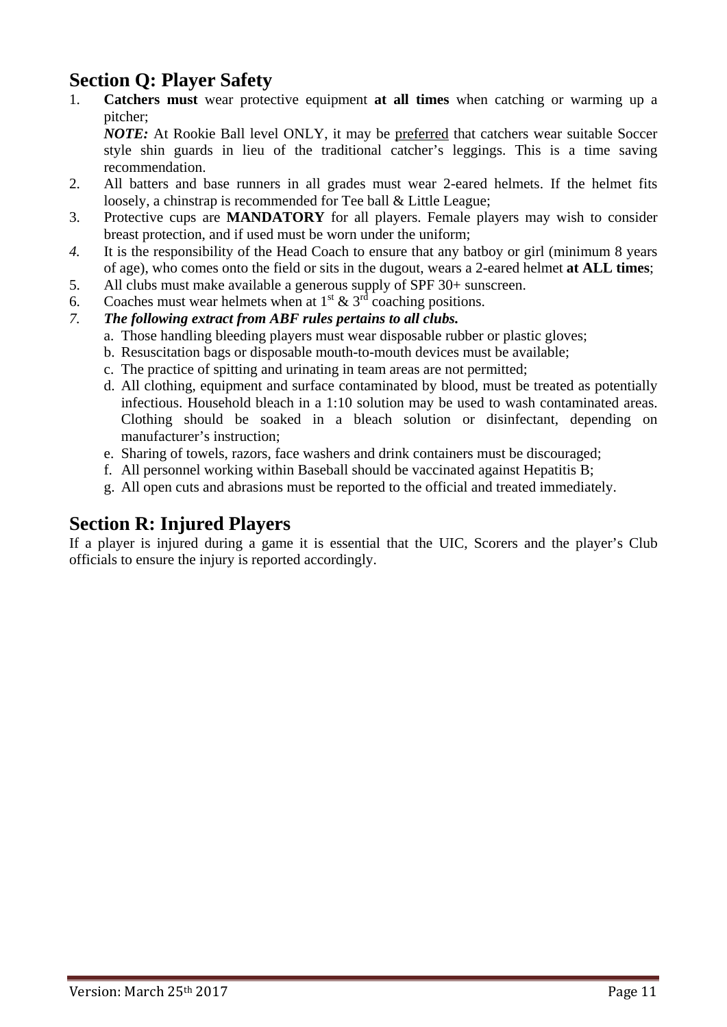## Section Q: Player Safety

1. **Catchers must** wear protective equipment **at all times** when catching or warming up a pitcher;

   ***NOTE:*** At Rookie Ball level ONLY, it may be <u>preferred</u> that catchers wear suitable Soccer style shin guards in lieu of the traditional catcher's leggings. This is a time saving recommendation.
2. All batters and base runners in all grades must wear 2-eared helmets. If the helmet fits loosely, a chinstrap is recommended for Tee ball & Little League;
3. Protective cups are **MANDATORY** for all players. Female players may wish to consider breast protection, and if used must be worn under the uniform;
4. It is the responsibility of the Head Coach to ensure that any batboy or girl (minimum 8 years of age), who comes onto the field or sits in the dugout, wears a 2-eared helmet **at ALL times**;
5. All clubs must make available a generous supply of SPF 30+ sunscreen.
6. Coaches must wear helmets when at 1st & 3rd coaching positions.
7. ***The following extract from ABF rules pertains to all clubs.***
   a. Those handling bleeding players must wear disposable rubber or plastic gloves;
   b. Resuscitation bags or disposable mouth-to-mouth devices must be available;
   c. The practice of spitting and urinating in team areas are not permitted;
   d. All clothing, equipment and surface contaminated by blood, must be treated as potentially infectious. Household bleach in a 1:10 solution may be used to wash contaminated areas. Clothing should be soaked in a bleach solution or disinfectant, depending on manufacturer's instruction;
   e. Sharing of towels, razors, face washers and drink containers must be discouraged;
   f. All personnel working within Baseball should be vaccinated against Hepatitis B;
   g. All open cuts and abrasions must be reported to the official and treated immediately.

## Section R: Injured Players

If a player is injured during a game it is essential that the UIC, Scorers and the player's Club officials to ensure the injury is reported accordingly.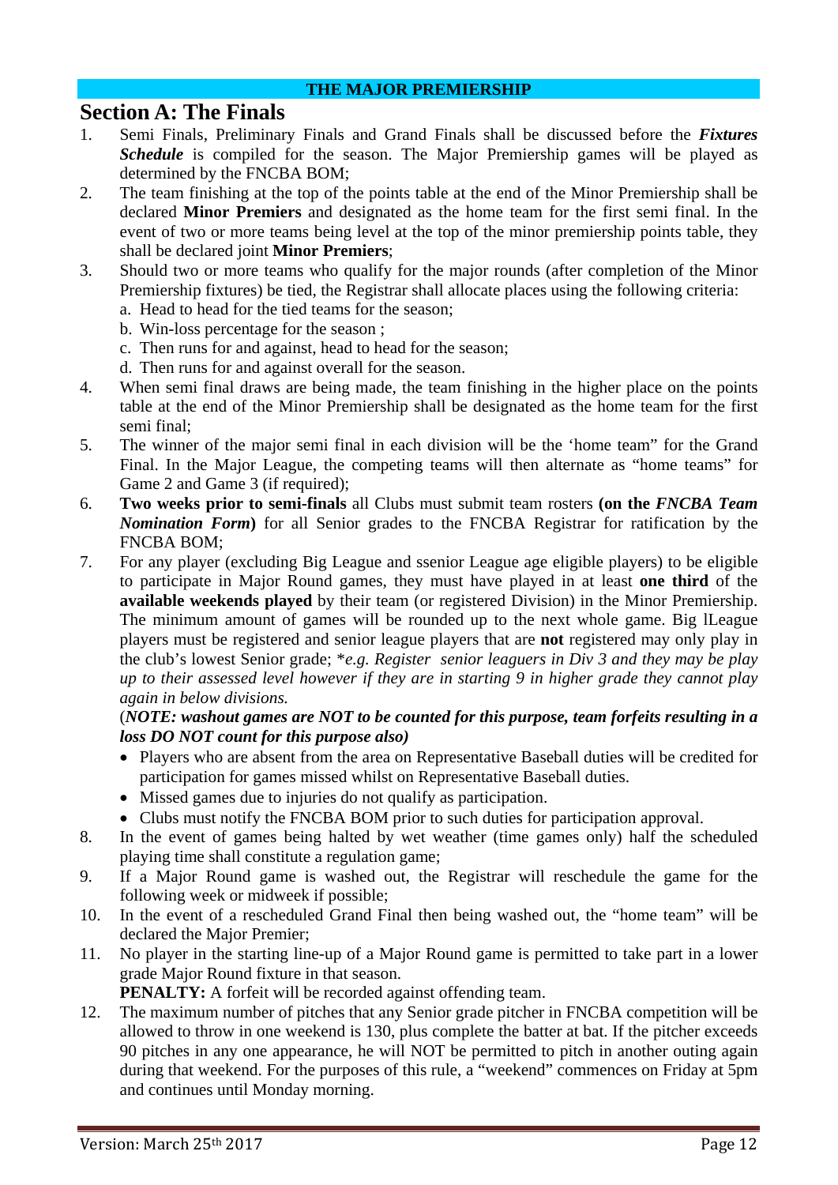**THE MAJOR PREMIERSHIP**

## Section A: The Finals

1. Semi Finals, Preliminary Finals and Grand Finals shall be discussed before the ***Fixtures Schedule*** is compiled for the season. The Major Premiership games will be played as determined by the FNCBA BOM;
2. The team finishing at the top of the points table at the end of the Minor Premiership shall be declared **Minor Premiers** and designated as the home team for the first semi final. In the event of two or more teams being level at the top of the minor premiership points table, they shall be declared joint **Minor Premiers**;
3. Should two or more teams who qualify for the major rounds (after completion of the Minor Premiership fixtures) be tied, the Registrar shall allocate places using the following criteria:
   a. Head to head for the tied teams for the season;
   b. Win-loss percentage for the season ;
   c. Then runs for and against, head to head for the season;
   d. Then runs for and against overall for the season.
4. When semi final draws are being made, the team finishing in the higher place on the points table at the end of the Minor Premiership shall be designated as the home team for the first semi final;
5. The winner of the major semi final in each division will be the 'home team" for the Grand Final. In the Major League, the competing teams will then alternate as "home teams" for Game 2 and Game 3 (if required);
6. **Two weeks prior to semi-finals** all Clubs must submit team rosters **(on the *FNCBA Team Nomination Form*)** for all Senior grades to the FNCBA Registrar for ratification by the FNCBA BOM;
7. For any player (excluding Big League and ssenior League age eligible players) to be eligible to participate in Major Round games, they must have played in at least **one third** of the **available weekends played** by their team (or registered Division) in the Minor Premiership. The minimum amount of games will be rounded up to the next whole game. Big lLeague players must be registered and senior league players that are **not** registered may only play in the club's lowest Senior grade; \**e.g. Register senior leaguers in Div 3 and they may be play up to their assessed level however if they are in starting 9 in higher grade they cannot play again in below divisions.*

   (***NOTE: washout games are NOT to be counted for this purpose, team forfeits resulting in a loss DO NOT count for this purpose also)***

   - Players who are absent from the area on Representative Baseball duties will be credited for participation for games missed whilst on Representative Baseball duties.
   - Missed games due to injuries do not qualify as participation.
   - Clubs must notify the FNCBA BOM prior to such duties for participation approval.
8. In the event of games being halted by wet weather (time games only) half the scheduled playing time shall constitute a regulation game;
9. If a Major Round game is washed out, the Registrar will reschedule the game for the following week or midweek if possible;
10. In the event of a rescheduled Grand Final then being washed out, the "home team" will be declared the Major Premier;
11. No player in the starting line-up of a Major Round game is permitted to take part in a lower grade Major Round fixture in that season.

    **PENALTY:** A forfeit will be recorded against offending team.
12. The maximum number of pitches that any Senior grade pitcher in FNCBA competition will be allowed to throw in one weekend is 130, plus complete the batter at bat. If the pitcher exceeds 90 pitches in any one appearance, he will NOT be permitted to pitch in another outing again during that weekend. For the purposes of this rule, a "weekend" commences on Friday at 5pm and continues until Monday morning.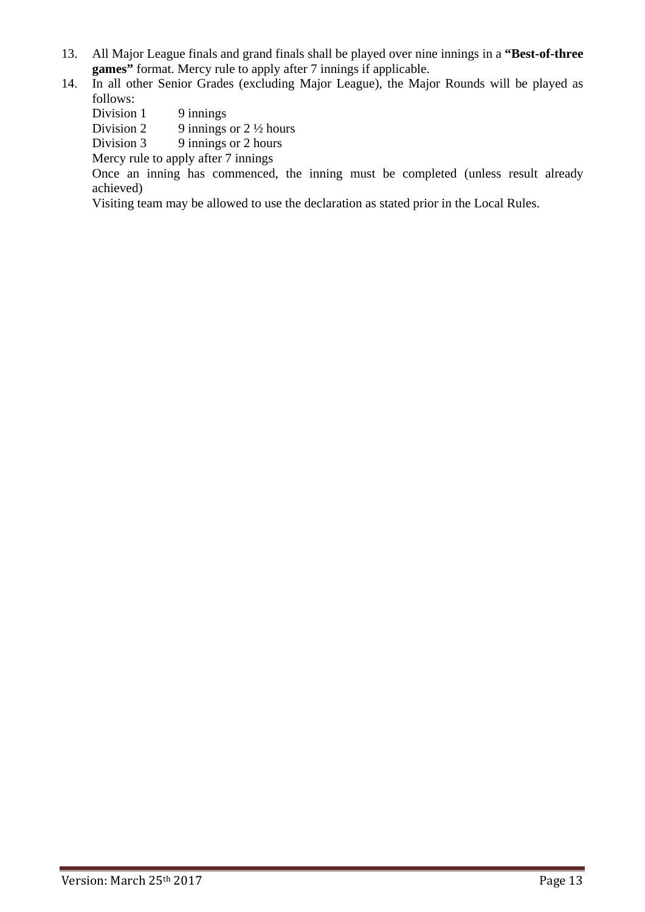13. All Major League finals and grand finals shall be played over nine innings in a **"Best-of-three games"** format. Mercy rule to apply after 7 innings if applicable.
14. In all other Senior Grades (excluding Major League), the Major Rounds will be played as follows:

    Division 1 9 innings

    Division 2 9 innings or 2 ½ hours

    Division 3 9 innings or 2 hours

    Mercy rule to apply after 7 innings

    Once an inning has commenced, the inning must be completed (unless result already achieved)

    Visiting team may be allowed to use the declaration as stated prior in the Local Rules.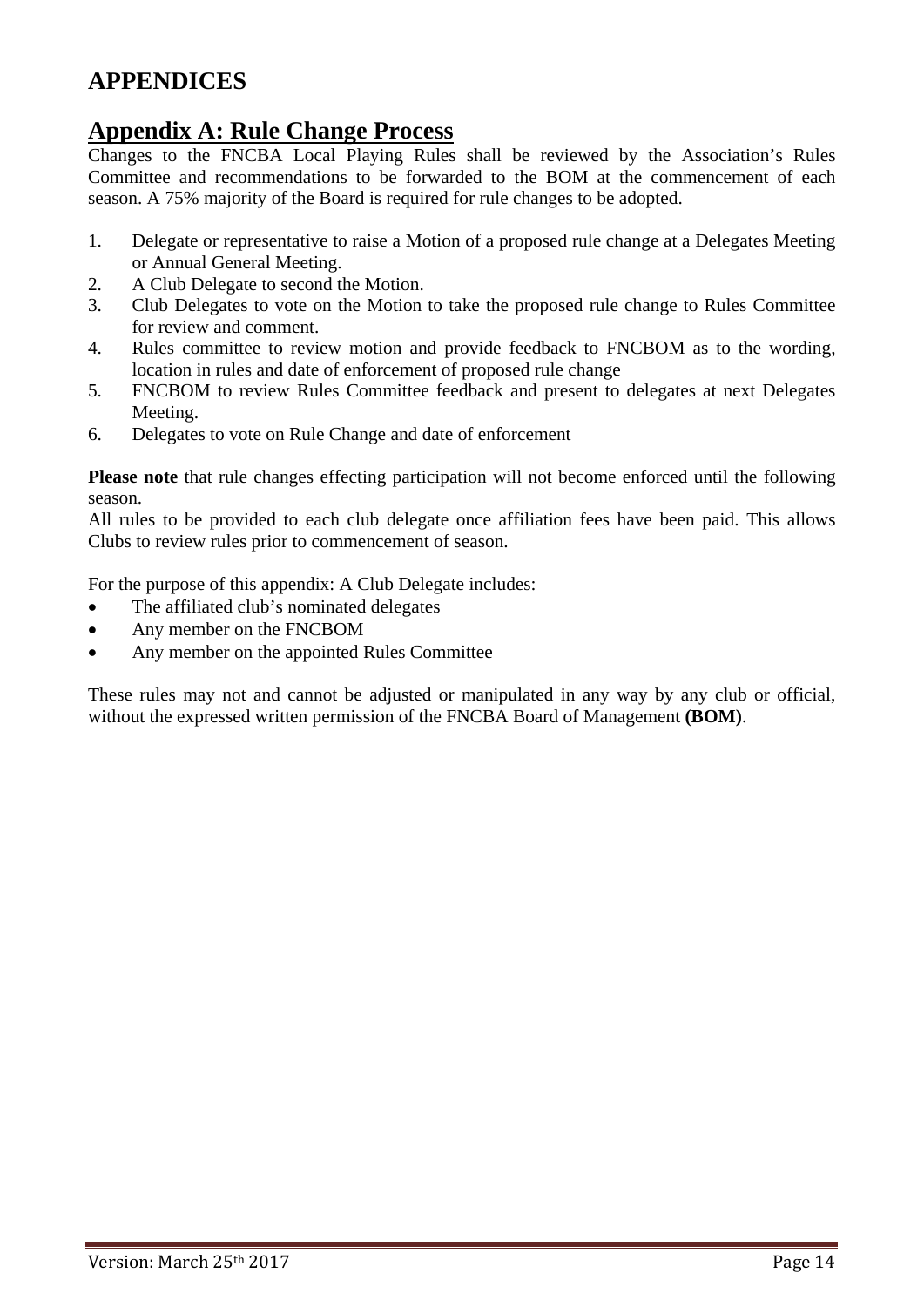# APPENDICES

## Appendix A: Rule Change Process

Changes to the FNCBA Local Playing Rules shall be reviewed by the Association's Rules Committee and recommendations to be forwarded to the BOM at the commencement of each season. A 75% majority of the Board is required for rule changes to be adopted.

1. Delegate or representative to raise a Motion of a proposed rule change at a Delegates Meeting or Annual General Meeting.
2. A Club Delegate to second the Motion.
3. Club Delegates to vote on the Motion to take the proposed rule change to Rules Committee for review and comment.
4. Rules committee to review motion and provide feedback to FNCBOM as to the wording, location in rules and date of enforcement of proposed rule change
5. FNCBOM to review Rules Committee feedback and present to delegates at next Delegates Meeting.
6. Delegates to vote on Rule Change and date of enforcement

**Please note** that rule changes effecting participation will not become enforced until the following season.
All rules to be provided to each club delegate once affiliation fees have been paid. This allows Clubs to review rules prior to commencement of season.

For the purpose of this appendix: A Club Delegate includes:

- The affiliated club's nominated delegates
- Any member on the FNCBOM
- Any member on the appointed Rules Committee

These rules may not and cannot be adjusted or manipulated in any way by any club or official, without the expressed written permission of the FNCBA Board of Management **(BOM)**.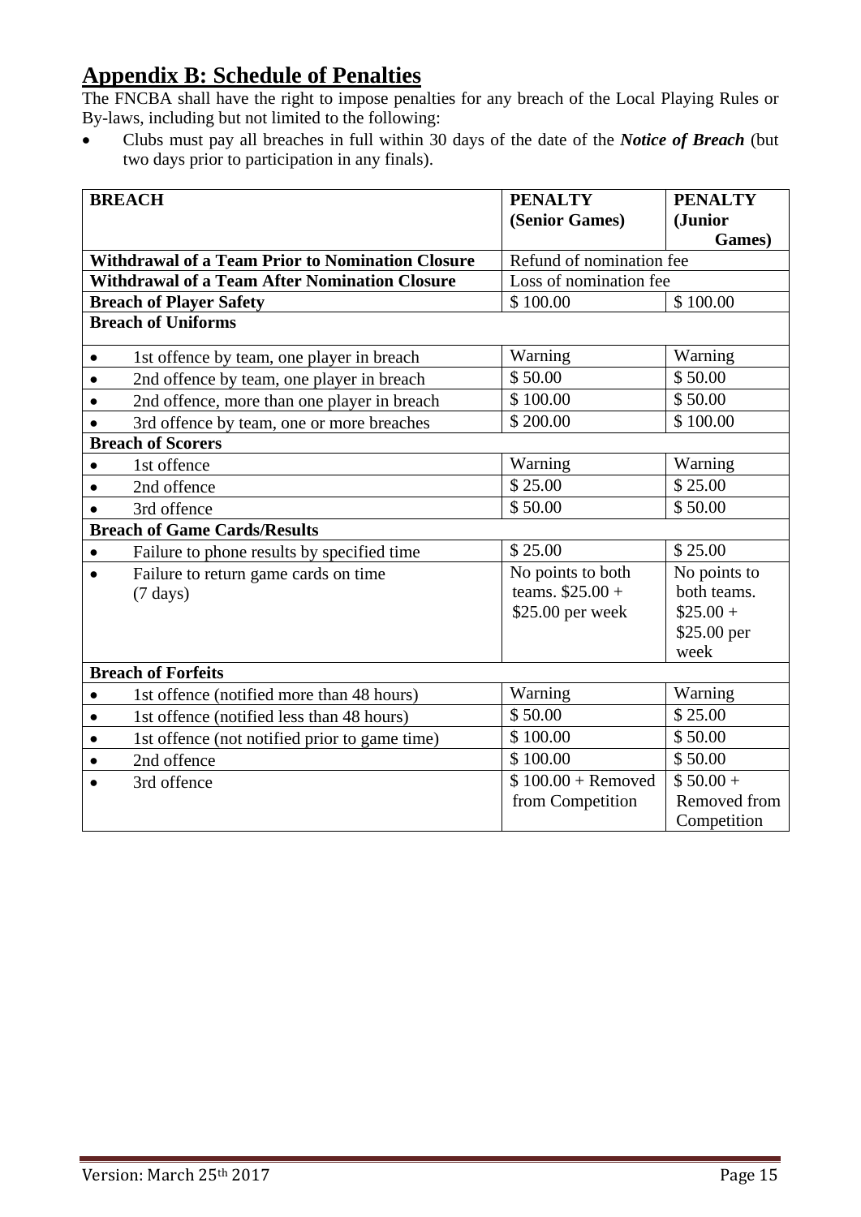## Appendix B: Schedule of Penalties

The FNCBA shall have the right to impose penalties for any breach of the Local Playing Rules or By-laws, including but not limited to the following:

- Clubs must pay all breaches in full within 30 days of the date of the ***Notice of Breach*** (but two days prior to participation in any finals).

| **BREACH** | **PENALTY (Senior Games)** | **PENALTY (Junior Games)** |
|---|---|---|
| **Withdrawal of a Team Prior to Nomination Closure** | Refund of nomination fee | |
| **Withdrawal of a Team After Nomination Closure** | Loss of nomination fee | |
| **Breach of Player Safety** | $ 100.00 | $ 100.00 |
| **Breach of Uniforms** | | |
| • 1st offence by team, one player in breach | Warning | Warning |
| • 2nd offence by team, one player in breach | $ 50.00 | $ 50.00 |
| • 2nd offence, more than one player in breach | $ 100.00 | $ 50.00 |
| • 3rd offence by team, one or more breaches | $ 200.00 | $ 100.00 |
| **Breach of Scorers** | | |
| • 1st offence | Warning | Warning |
| • 2nd offence | $ 25.00 | $ 25.00 |
| • 3rd offence | $ 50.00 | $ 50.00 |
| **Breach of Game Cards/Results** | | |
| • Failure to phone results by specified time | $ 25.00 | $ 25.00 |
| • Failure to return game cards on time (7 days) | No points to both teams. $25.00 + $25.00 per week | No points to both teams. $25.00 + $25.00 per week |
| **Breach of Forfeits** | | |
| • 1st offence (notified more than 48 hours) | Warning | Warning |
| • 1st offence (notified less than 48 hours) | $ 50.00 | $ 25.00 |
| • 1st offence (not notified prior to game time) | $ 100.00 | $ 50.00 |
| • 2nd offence | $ 100.00 | $ 50.00 |
| • 3rd offence | $ 100.00 + Removed from Competition | $ 50.00 + Removed from Competition |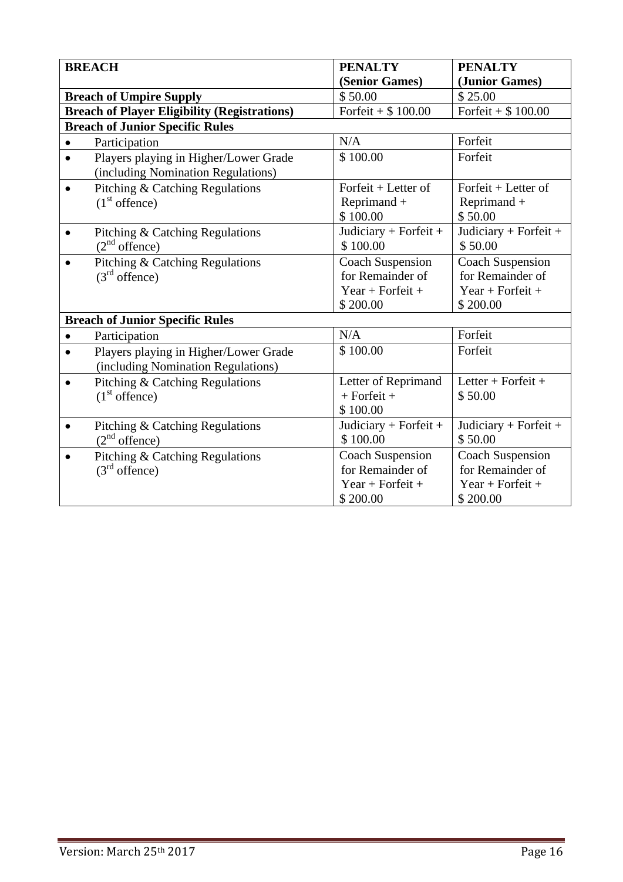| BREACH | PENALTY (Senior Games) | PENALTY (Junior Games) |
|---|---|---|
| **Breach of Umpire Supply** | $ 50.00 | $ 25.00 |
| **Breach of Player Eligibility (Registrations)** | Forfeit + $ 100.00 | Forfeit + $ 100.00 |
| **Breach of Junior Specific Rules** | | |
| • Participation | N/A | Forfeit |
| • Players playing in Higher/Lower Grade (including Nomination Regulations) | $ 100.00 | Forfeit |
| • Pitching & Catching Regulations (1st offence) | Forfeit + Letter of Reprimand + $ 100.00 | Forfeit + Letter of Reprimand + $ 50.00 |
| • Pitching & Catching Regulations (2nd offence) | Judiciary + Forfeit + $ 100.00 | Judiciary + Forfeit + $ 50.00 |
| • Pitching & Catching Regulations (3rd offence) | Coach Suspension for Remainder of Year + Forfeit + $ 200.00 | Coach Suspension for Remainder of Year + Forfeit + $ 200.00 |
| **Breach of Junior Specific Rules** | | |
| • Participation | N/A | Forfeit |
| • Players playing in Higher/Lower Grade (including Nomination Regulations) | $ 100.00 | Forfeit |
| • Pitching & Catching Regulations (1st offence) | Letter of Reprimand + Forfeit + $ 100.00 | Letter + Forfeit + $ 50.00 |
| • Pitching & Catching Regulations (2nd offence) | Judiciary + Forfeit + $ 100.00 | Judiciary + Forfeit + $ 50.00 |
| • Pitching & Catching Regulations (3rd offence) | Coach Suspension for Remainder of Year + Forfeit + $ 200.00 | Coach Suspension for Remainder of Year + Forfeit + $ 200.00 |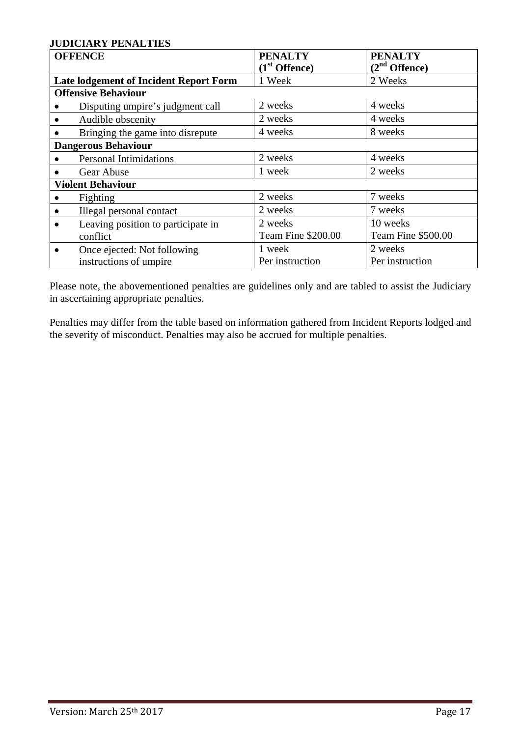**JUDICIARY PENALTIES**

| OFFENCE | PENALTY (1st Offence) | PENALTY (2nd Offence) |
|---|---|---|
| **Late lodgement of Incident Report Form** | 1 Week | 2 Weeks |
| **Offensive Behaviour** | | |
| • Disputing umpire's judgment call | 2 weeks | 4 weeks |
| • Audible obscenity | 2 weeks | 4 weeks |
| • Bringing the game into disrepute | 4 weeks | 8 weeks |
| **Dangerous Behaviour** | | |
| • Personal Intimidations | 2 weeks | 4 weeks |
| • Gear Abuse | 1 week | 2 weeks |
| **Violent Behaviour** | | |
| • Fighting | 2 weeks | 7 weeks |
| • Illegal personal contact | 2 weeks | 7 weeks |
| • Leaving position to participate in conflict | 2 weeks Team Fine $200.00 | 10 weeks Team Fine $500.00 |
| • Once ejected: Not following instructions of umpire | 1 week Per instruction | 2 weeks Per instruction |

Please note, the abovementioned penalties are guidelines only and are tabled to assist the Judiciary in ascertaining appropriate penalties.

Penalties may differ from the table based on information gathered from Incident Reports lodged and the severity of misconduct. Penalties may also be accrued for multiple penalties.